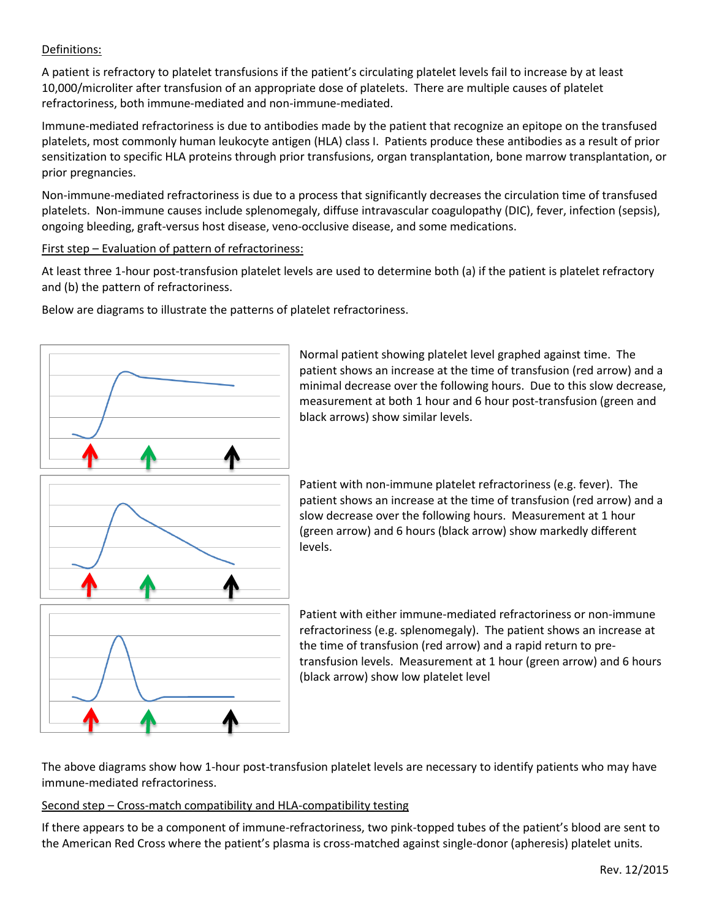Definitions:

A patient is refractory to platelet transfusions if the patient's circulating platelet levels fail to increase by at least 10,000/microliter after transfusion of an appropriate dose of platelets. There are multiple causes of platelet refractoriness, both immune-mediated and non-immune-mediated.

Immune-mediated refractoriness is due to antibodies made by the patient that recognize an epitope on the transfused platelets, most commonly human leukocyte antigen (HLA) class I. Patients produce these antibodies as a result of prior sensitization to specific HLA proteins through prior transfusions, organ transplantation, bone marrow transplantation, or prior pregnancies.

Non-immune-mediated refractoriness is due to a process that significantly decreases the circulation time of transfused platelets. Non-immune causes include splenomegaly, diffuse intravascular coagulopathy (DIC), fever, infection (sepsis), ongoing bleeding, graft-versus host disease, veno-occlusive disease, and some medications.

First step – Evaluation of pattern of refractoriness:

At least three 1-hour post-transfusion platelet levels are used to determine both (a) if the patient is platelet refractory and (b) the pattern of refractoriness.

Below are diagrams to illustrate the patterns of platelet refractoriness.

Normal patient showing platelet level graphed against time. The patient shows an increase at the time of transfusion (red arrow) and a minimal decrease over the following hours. Due to this slow decrease, measurement at both 1 hour and 6 hour post-transfusion (green and black arrows) show similar levels.

Patient with non-immune platelet refractoriness (e.g. fever). The patient shows an increase at the time of transfusion (red arrow) and a slow decrease over the following hours. Measurement at 1 hour (green arrow) and 6 hours (black arrow) show markedly different levels.

Patient with either immune-mediated refractoriness or non-immune refractoriness (e.g. splenomegaly). The patient shows an increase at the time of transfusion (red arrow) and a rapid return to pre-transfusion levels. Measurement at 1 hour (green arrow) and 6 hours (black arrow) show low platelet level

The above diagrams show how 1-hour post-transfusion platelet levels are necessary to identify patients who may have immune-mediated refractoriness.

Second step – Cross-match compatibility and HLA-compatibility testing

If there appears to be a component of immune-refractoriness, two pink-topped tubes of the patient's blood are sent to the American Red Cross where the patient's plasma is cross-matched against single-donor (apheresis) platelet units.

Rev. 12/2015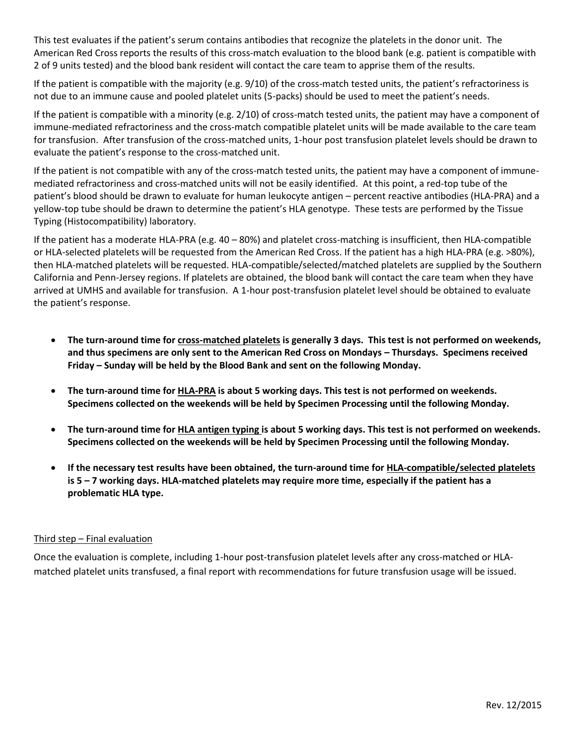This test evaluates if the patient's serum contains antibodies that recognize the platelets in the donor unit. The American Red Cross reports the results of this cross-match evaluation to the blood bank (e.g. patient is compatible with 2 of 9 units tested) and the blood bank resident will contact the care team to apprise them of the results.

If the patient is compatible with the majority (e.g. 9/10) of the cross-match tested units, the patient's refractoriness is not due to an immune cause and pooled platelet units (5-packs) should be used to meet the patient's needs.

If the patient is compatible with a minority (e.g. 2/10) of cross-match tested units, the patient may have a component of immune-mediated refractoriness and the cross-match compatible platelet units will be made available to the care team for transfusion. After transfusion of the cross-matched units, 1-hour post transfusion platelet levels should be drawn to evaluate the patient's response to the cross-matched unit.

If the patient is not compatible with any of the cross-match tested units, the patient may have a component of immune-mediated refractoriness and cross-matched units will not be easily identified. At this point, a red-top tube of the patient's blood should be drawn to evaluate for human leukocyte antigen – percent reactive antibodies (HLA-PRA) and a yellow-top tube should be drawn to determine the patient's HLA genotype. These tests are performed by the Tissue Typing (Histocompatibility) laboratory.

If the patient has a moderate HLA-PRA (e.g. 40 – 80%) and platelet cross-matching is insufficient, then HLA-compatible or HLA-selected platelets will be requested from the American Red Cross. If the patient has a high HLA-PRA (e.g. >80%), then HLA-matched platelets will be requested. HLA-compatible/selected/matched platelets are supplied by the Southern California and Penn-Jersey regions. If platelets are obtained, the blood bank will contact the care team when they have arrived at UMHS and available for transfusion. A 1-hour post-transfusion platelet level should be obtained to evaluate the patient's response.

- **The turn-around time for <u>cross-matched platelets</u> is generally 3 days. This test is not performed on weekends, and thus specimens are only sent to the American Red Cross on Mondays – Thursdays. Specimens received Friday – Sunday will be held by the Blood Bank and sent on the following Monday.**
- **The turn-around time for <u>HLA-PRA</u> is about 5 working days. This test is not performed on weekends. Specimens collected on the weekends will be held by Specimen Processing until the following Monday.**
- **The turn-around time for <u>HLA antigen typing</u> is about 5 working days. This test is not performed on weekends. Specimens collected on the weekends will be held by Specimen Processing until the following Monday.**
- **If the necessary test results have been obtained, the turn-around time for <u>HLA-compatible/selected platelets</u> is 5 – 7 working days. HLA-matched platelets may require more time, especially if the patient has a problematic HLA type.**

<u>Third step – Final evaluation</u>

Once the evaluation is complete, including 1-hour post-transfusion platelet levels after any cross-matched or HLA-matched platelet units transfused, a final report with recommendations for future transfusion usage will be issued.

Rev. 12/2015